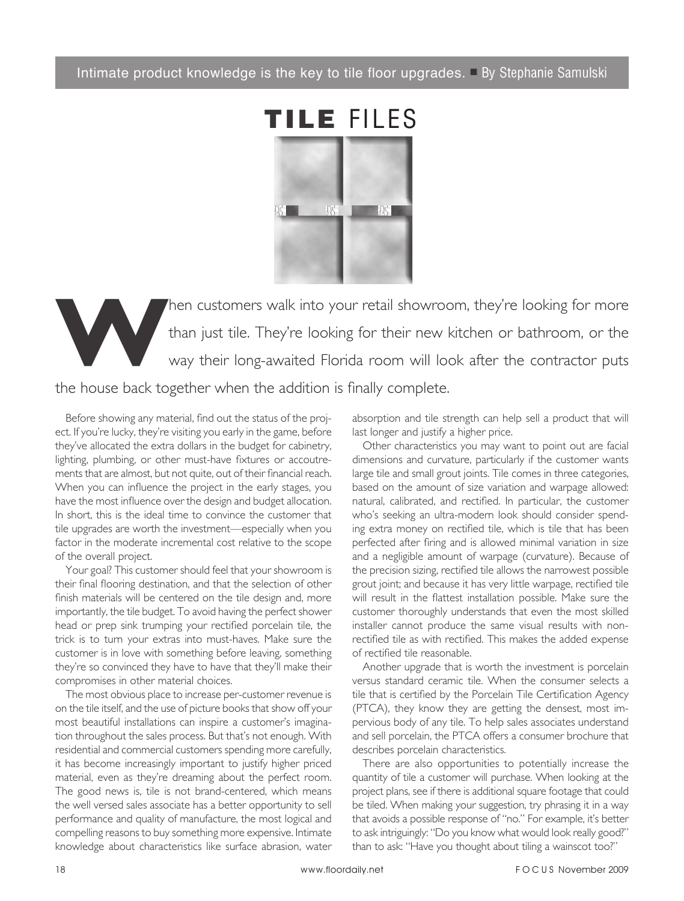Intimate product knowledge is the key to tile floor upgrades. ■ By Stephanie Samulski

# TILE FILES

When customers walk into your retail showroom, they're looking for more than just tile. They're looking for their new kitchen or bathroom, or the way their long-awaited Florida room will look after the contractor puts the house back together when the addition is finally complete.

Before showing any material, find out the status of the project. If you're lucky, they're visiting you early in the game, before they've allocated the extra dollars in the budget for cabinetry, lighting, plumbing, or other must-have fixtures or accoutrements that are almost, but not quite, out of their financial reach. When you can influence the project in the early stages, you have the most influence over the design and budget allocation. In short, this is the ideal time to convince the customer that tile upgrades are worth the investment—especially when you factor in the moderate incremental cost relative to the scope of the overall project.

Your goal? This customer should feel that your showroom is their final flooring destination, and that the selection of other finish materials will be centered on the tile design and, more importantly, the tile budget. To avoid having the perfect shower head or prep sink trumping your rectified porcelain tile, the trick is to turn your extras into must-haves. Make sure the customer is in love with something before leaving, something they're so convinced they have to have that they'll make their compromises in other material choices.

The most obvious place to increase per-customer revenue is on the tile itself, and the use of picture books that show off your most beautiful installations can inspire a customer's imagination throughout the sales process. But that's not enough. With residential and commercial customers spending more carefully, it has become increasingly important to justify higher priced material, even as they're dreaming about the perfect room. The good news is, tile is not brand-centered, which means the well versed sales associate has a better opportunity to sell performance and quality of manufacture, the most logical and compelling reasons to buy something more expensive. Intimate knowledge about characteristics like surface abrasion, water absorption and tile strength can help sell a product that will last longer and justify a higher price.

Other characteristics you may want to point out are facial dimensions and curvature, particularly if the customer wants large tile and small grout joints. Tile comes in three categories, based on the amount of size variation and warpage allowed: natural, calibrated, and rectified. In particular, the customer who's seeking an ultra-modern look should consider spending extra money on rectified tile, which is tile that has been perfected after firing and is allowed minimal variation in size and a negligible amount of warpage (curvature). Because of the precision sizing, rectified tile allows the narrowest possible grout joint; and because it has very little warpage, rectified tile will result in the flattest installation possible. Make sure the customer thoroughly understands that even the most skilled installer cannot produce the same visual results with non-rectified tile as with rectified. This makes the added expense of rectified tile reasonable.

Another upgrade that is worth the investment is porcelain versus standard ceramic tile. When the consumer selects a tile that is certified by the Porcelain Tile Certification Agency (PTCA), they know they are getting the densest, most impervious body of any tile. To help sales associates understand and sell porcelain, the PTCA offers a consumer brochure that describes porcelain characteristics.

There are also opportunities to potentially increase the quantity of tile a customer will purchase. When looking at the project plans, see if there is additional square footage that could be tiled. When making your suggestion, try phrasing it in a way that avoids a possible response of "no." For example, it's better to ask intriguingly: "Do you know what would look really good?" than to ask: "Have you thought about tiling a wainscot too?"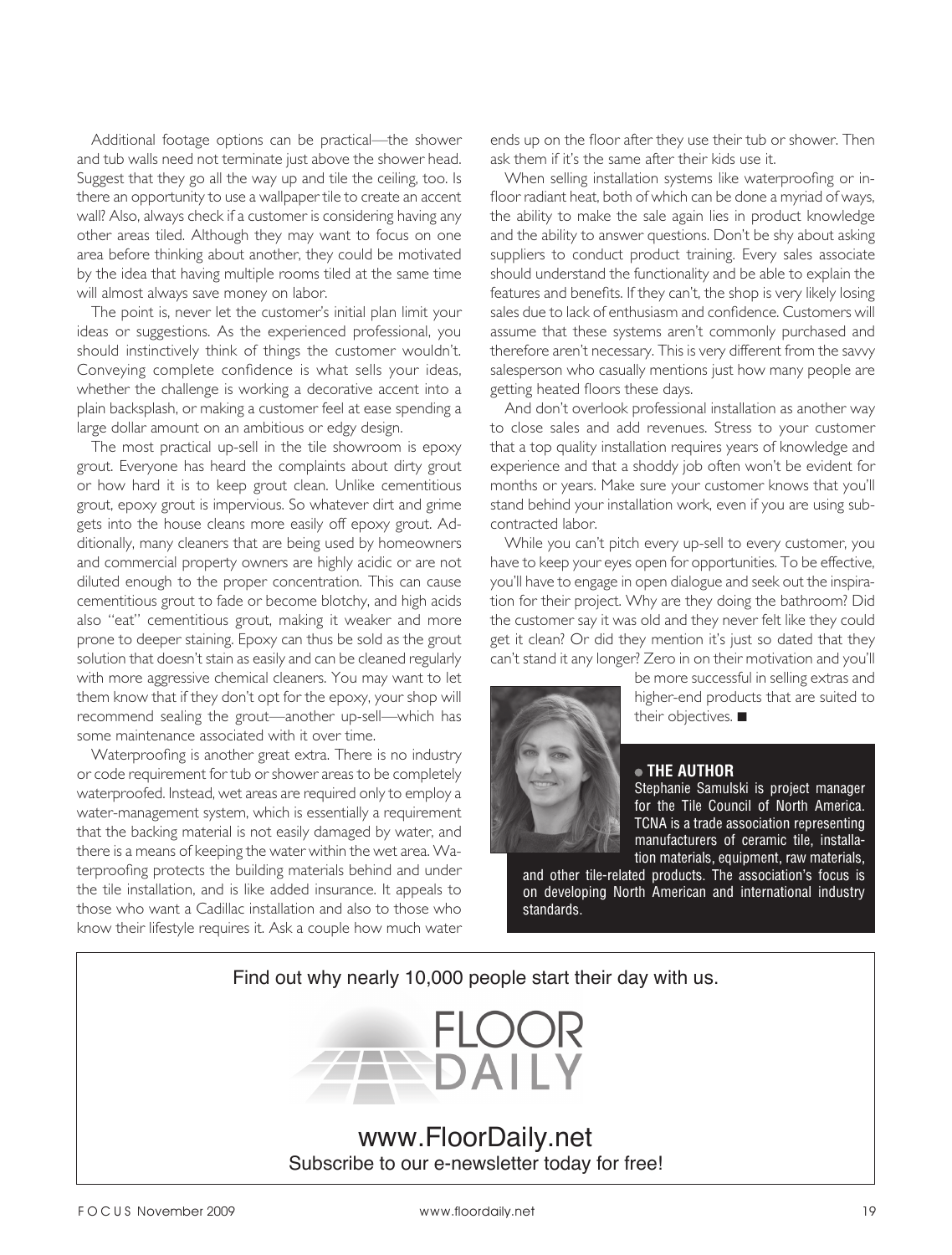Additional footage options can be practical—the shower and tub walls need not terminate just above the shower head. Suggest that they go all the way up and tile the ceiling, too. Is there an opportunity to use a wallpaper tile to create an accent wall? Also, always check if a customer is considering having any other areas tiled. Although they may want to focus on one area before thinking about another, they could be motivated by the idea that having multiple rooms tiled at the same time will almost always save money on labor.

The point is, never let the customer's initial plan limit your ideas or suggestions. As the experienced professional, you should instinctively think of things the customer wouldn't. Conveying complete confidence is what sells your ideas, whether the challenge is working a decorative accent into a plain backsplash, or making a customer feel at ease spending a large dollar amount on an ambitious or edgy design.

The most practical up-sell in the tile showroom is epoxy grout. Everyone has heard the complaints about dirty grout or how hard it is to keep grout clean. Unlike cementitious grout, epoxy grout is impervious. So whatever dirt and grime gets into the house cleans more easily off epoxy grout. Additionally, many cleaners that are being used by homeowners and commercial property owners are highly acidic or are not diluted enough to the proper concentration. This can cause cementitious grout to fade or become blotchy, and high acids also "eat" cementitious grout, making it weaker and more prone to deeper staining. Epoxy can thus be sold as the grout solution that doesn't stain as easily and can be cleaned regularly with more aggressive chemical cleaners. You may want to let them know that if they don't opt for the epoxy, your shop will recommend sealing the grout—another up-sell—which has some maintenance associated with it over time.

Waterproofing is another great extra. There is no industry or code requirement for tub or shower areas to be completely waterproofed. Instead, wet areas are required only to employ a water-management system, which is essentially a requirement that the backing material is not easily damaged by water, and there is a means of keeping the water within the wet area. Waterproofing protects the building materials behind and under the tile installation, and is like added insurance. It appeals to those who want a Cadillac installation and also to those who know their lifestyle requires it. Ask a couple how much water ends up on the floor after they use their tub or shower. Then ask them if it's the same after their kids use it.

When selling installation systems like waterproofing or in-floor radiant heat, both of which can be done a myriad of ways, the ability to make the sale again lies in product knowledge and the ability to answer questions. Don't be shy about asking suppliers to conduct product training. Every sales associate should understand the functionality and be able to explain the features and benefits. If they can't, the shop is very likely losing sales due to lack of enthusiasm and confidence. Customers will assume that these systems aren't commonly purchased and therefore aren't necessary. This is very different from the savvy salesperson who casually mentions just how many people are getting heated floors these days.

And don't overlook professional installation as another way to close sales and add revenues. Stress to your customer that a top quality installation requires years of knowledge and experience and that a shoddy job often won't be evident for months or years. Make sure your customer knows that you'll stand behind your installation work, even if you are using subcontracted labor.

While you can't pitch every up-sell to every customer, you have to keep your eyes open for opportunities. To be effective, you'll have to engage in open dialogue and seek out the inspiration for their project. Why are they doing the bathroom? Did the customer say it was old and they never felt like they could get it clean? Or did they mention it's just so dated that they can't stand it any longer? Zero in on their motivation and you'll be more successful in selling extras and higher-end products that are suited to their objectives. ■

**THE AUTHOR**

Stephanie Samulski is project manager for the Tile Council of North America. TCNA is a trade association representing manufacturers of ceramic tile, installation materials, equipment, raw materials, and other tile-related products. The association's focus is on developing North American and international industry standards.

Find out why nearly 10,000 people start their day with us.

FLOOR DAILY

www.FloorDaily.net

Subscribe to our e-newsletter today for free!